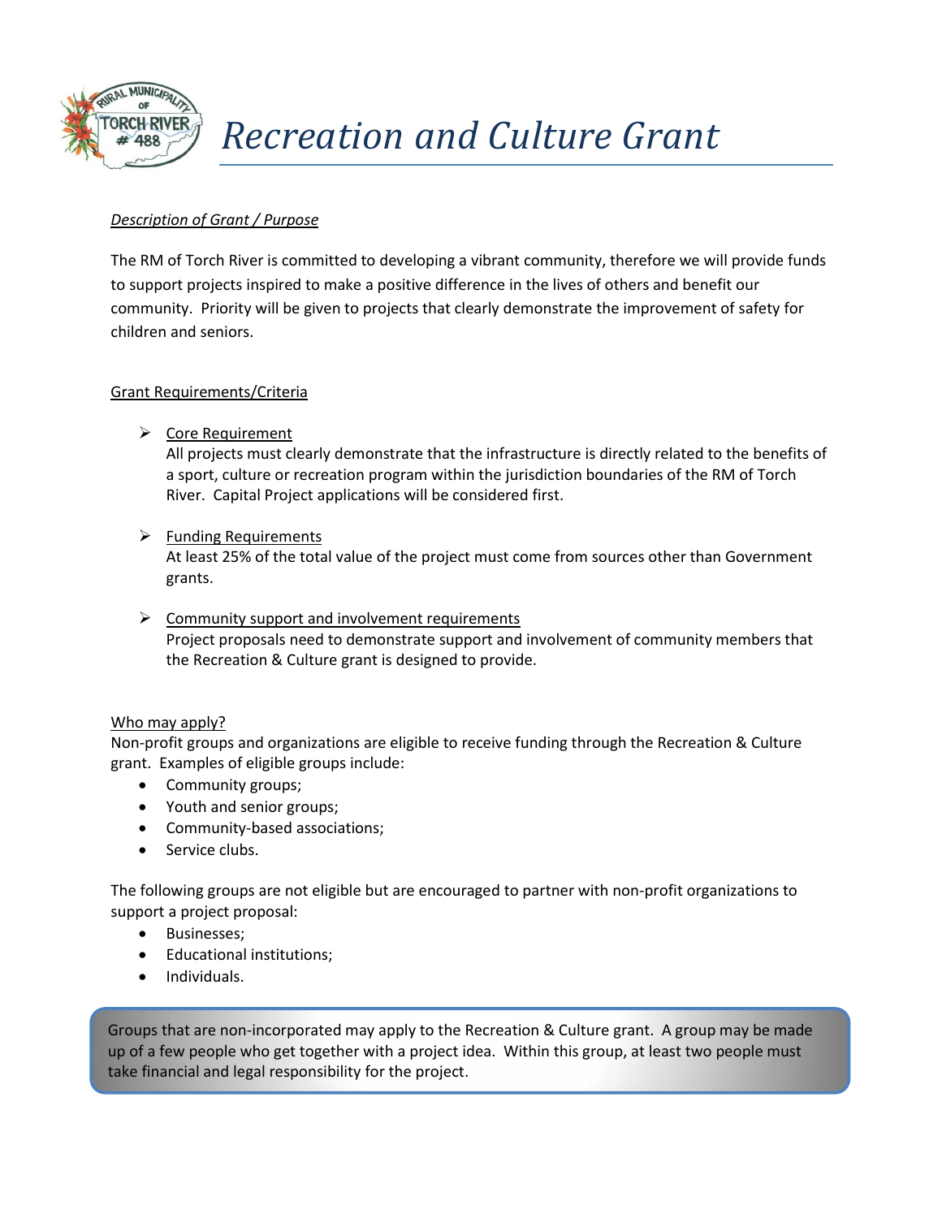# *Recreation and Culture Grant*

*Description of Grant / Purpose*

The RM of Torch River is committed to developing a vibrant community, therefore we will provide funds to support projects inspired to make a positive difference in the lives of others and benefit our community. Priority will be given to projects that clearly demonstrate the improvement of safety for children and seniors.

## Grant Requirements/Criteria

- Core Requirement
  All projects must clearly demonstrate that the infrastructure is directly related to the benefits of a sport, culture or recreation program within the jurisdiction boundaries of the RM of Torch River. Capital Project applications will be considered first.

- Funding Requirements
  At least 25% of the total value of the project must come from sources other than Government grants.

- Community support and involvement requirements
  Project proposals need to demonstrate support and involvement of community members that the Recreation & Culture grant is designed to provide.

## Who may apply?

Non-profit groups and organizations are eligible to receive funding through the Recreation & Culture grant. Examples of eligible groups include:

- Community groups;
- Youth and senior groups;
- Community-based associations;
- Service clubs.

The following groups are not eligible but are encouraged to partner with non-profit organizations to support a project proposal:

- Businesses;
- Educational institutions;
- Individuals.

Groups that are non-incorporated may apply to the Recreation & Culture grant. A group may be made up of a few people who get together with a project idea. Within this group, at least two people must take financial and legal responsibility for the project.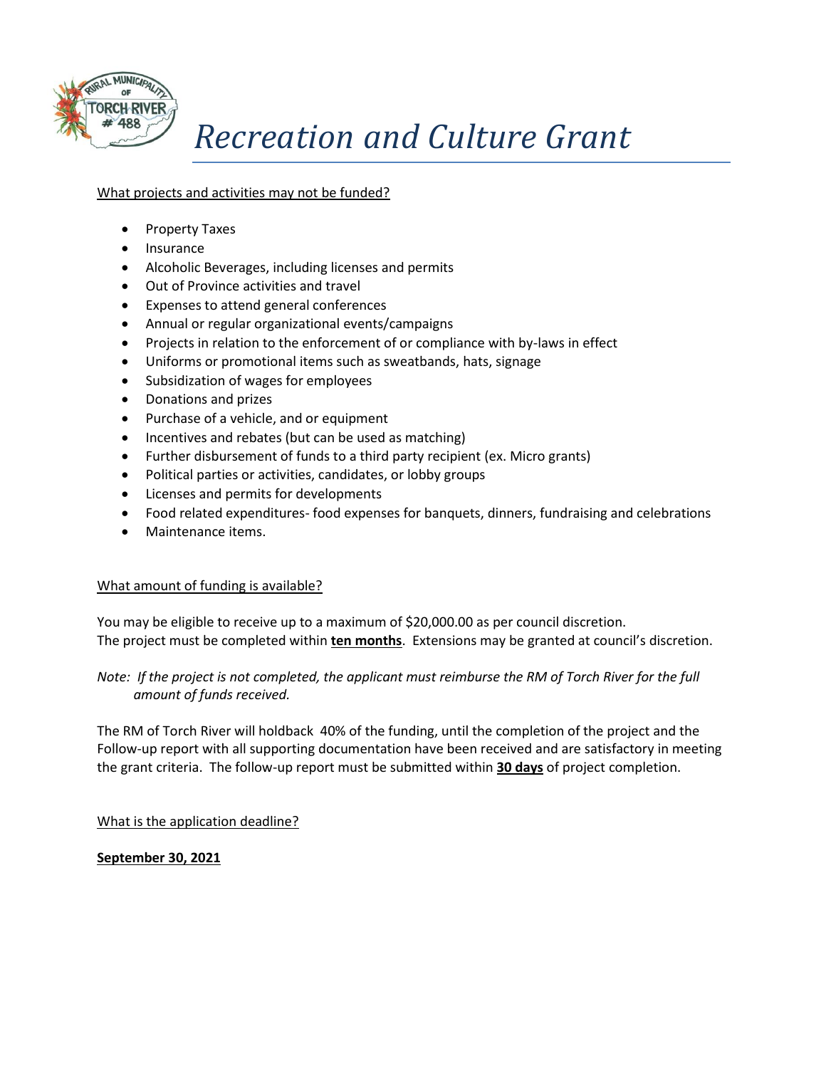# *Recreation and Culture Grant*

What projects and activities may not be funded?

- Property Taxes
- Insurance
- Alcoholic Beverages, including licenses and permits
- Out of Province activities and travel
- Expenses to attend general conferences
- Annual or regular organizational events/campaigns
- Projects in relation to the enforcement of or compliance with by-laws in effect
- Uniforms or promotional items such as sweatbands, hats, signage
- Subsidization of wages for employees
- Donations and prizes
- Purchase of a vehicle, and or equipment
- Incentives and rebates (but can be used as matching)
- Further disbursement of funds to a third party recipient (ex. Micro grants)
- Political parties or activities, candidates, or lobby groups
- Licenses and permits for developments
- Food related expenditures- food expenses for banquets, dinners, fundraising and celebrations
- Maintenance items.

What amount of funding is available?

You may be eligible to receive up to a maximum of $20,000.00 as per council discretion.
The project must be completed within **ten months**. Extensions may be granted at council's discretion.

*Note: If the project is not completed, the applicant must reimburse the RM of Torch River for the full amount of funds received.*

The RM of Torch River will holdback 40% of the funding, until the completion of the project and the Follow-up report with all supporting documentation have been received and are satisfactory in meeting the grant criteria. The follow-up report must be submitted within **30 days** of project completion.

What is the application deadline?

**September 30, 2021**